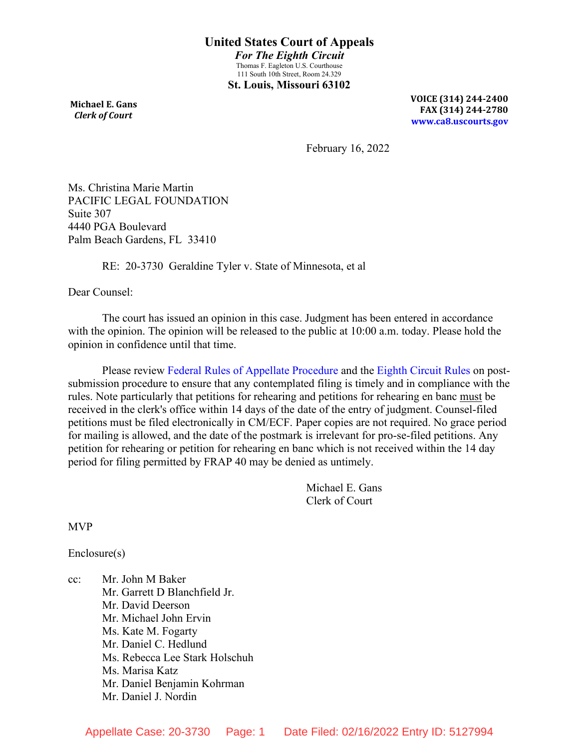# United States Court of Appeals

***For The Eighth Circuit***

Thomas F. Eagleton U.S. Courthouse
111 South 10th Street, Room 24.329

**St. Louis, Missouri 63102**

**Michael E. Gans**
***Clerk of Court***

**VOICE (314) 244-2400**
**FAX (314) 244-2780**
**www.ca8.uscourts.gov**

February 16, 2022

Ms. Christina Marie Martin
PACIFIC LEGAL FOUNDATION
Suite 307
4440 PGA Boulevard
Palm Beach Gardens, FL 33410

RE: 20-3730 Geraldine Tyler v. State of Minnesota, et al

Dear Counsel:

The court has issued an opinion in this case. Judgment has been entered in accordance with the opinion. The opinion will be released to the public at 10:00 a.m. today. Please hold the opinion in confidence until that time.

Please review Federal Rules of Appellate Procedure and the Eighth Circuit Rules on post-submission procedure to ensure that any contemplated filing is timely and in compliance with the rules. Note particularly that petitions for rehearing and petitions for rehearing en banc must be received in the clerk's office within 14 days of the date of the entry of judgment. Counsel-filed petitions must be filed electronically in CM/ECF. Paper copies are not required. No grace period for mailing is allowed, and the date of the postmark is irrelevant for pro-se-filed petitions. Any petition for rehearing or petition for rehearing en banc which is not received within the 14 day period for filing permitted by FRAP 40 may be denied as untimely.

Michael E. Gans
Clerk of Court

MVP

Enclosure(s)

cc: Mr. John M Baker
Mr. Garrett D Blanchfield Jr.
Mr. David Deerson
Mr. Michael John Ervin
Ms. Kate M. Fogarty
Mr. Daniel C. Hedlund
Ms. Rebecca Lee Stark Holschuh
Ms. Marisa Katz
Mr. Daniel Benjamin Kohrman
Mr. Daniel J. Nordin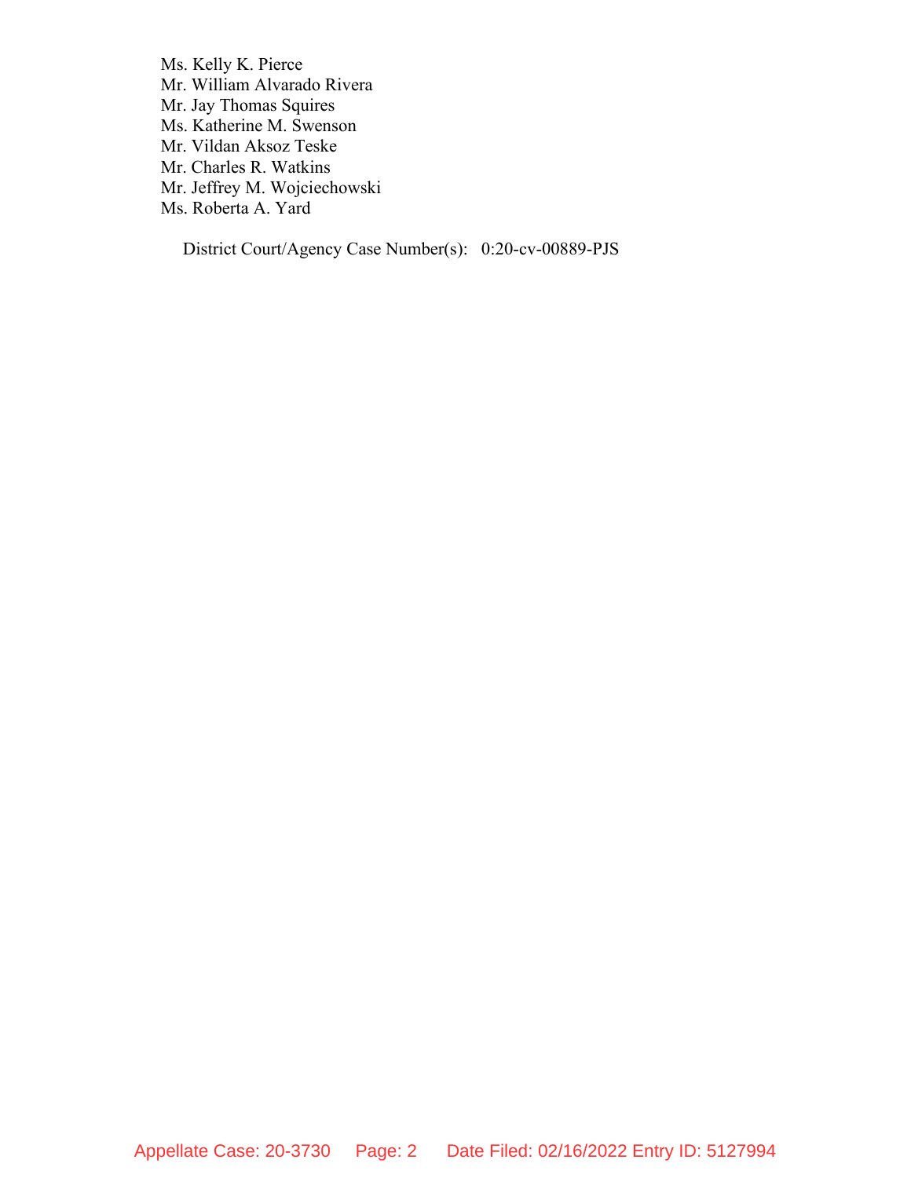Ms. Kelly K. Pierce
Mr. William Alvarado Rivera
Mr. Jay Thomas Squires
Ms. Katherine M. Swenson
Mr. Vildan Aksoz Teske
Mr. Charles R. Watkins
Mr. Jeffrey M. Wojciechowski
Ms. Roberta A. Yard

District Court/Agency Case Number(s): 0:20-cv-00889-PJS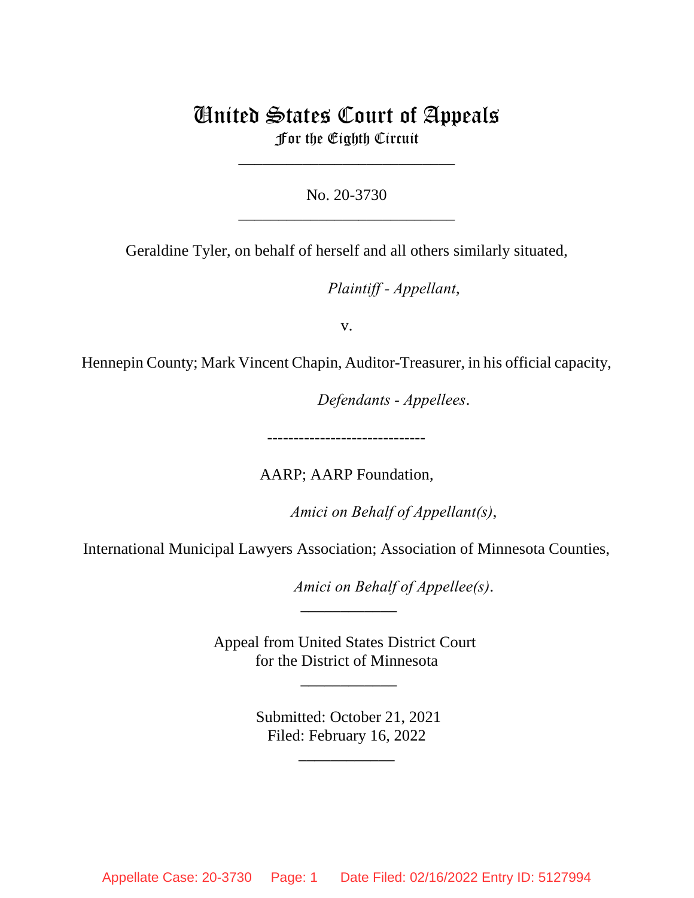# United States Court of Appeals
## For the Eighth Circuit

---

No. 20-3730

---

Geraldine Tyler, on behalf of herself and all others similarly situated,

*Plaintiff - Appellant,*

v.

Hennepin County; Mark Vincent Chapin, Auditor-Treasurer, in his official capacity,

*Defendants - Appellees.*

------------------------------

AARP; AARP Foundation,

*Amici on Behalf of Appellant(s),*

International Municipal Lawyers Association; Association of Minnesota Counties,

*Amici on Behalf of Appellee(s).*

---

Appeal from United States District Court
for the District of Minnesota

---

Submitted: October 21, 2021
Filed: February 16, 2022

---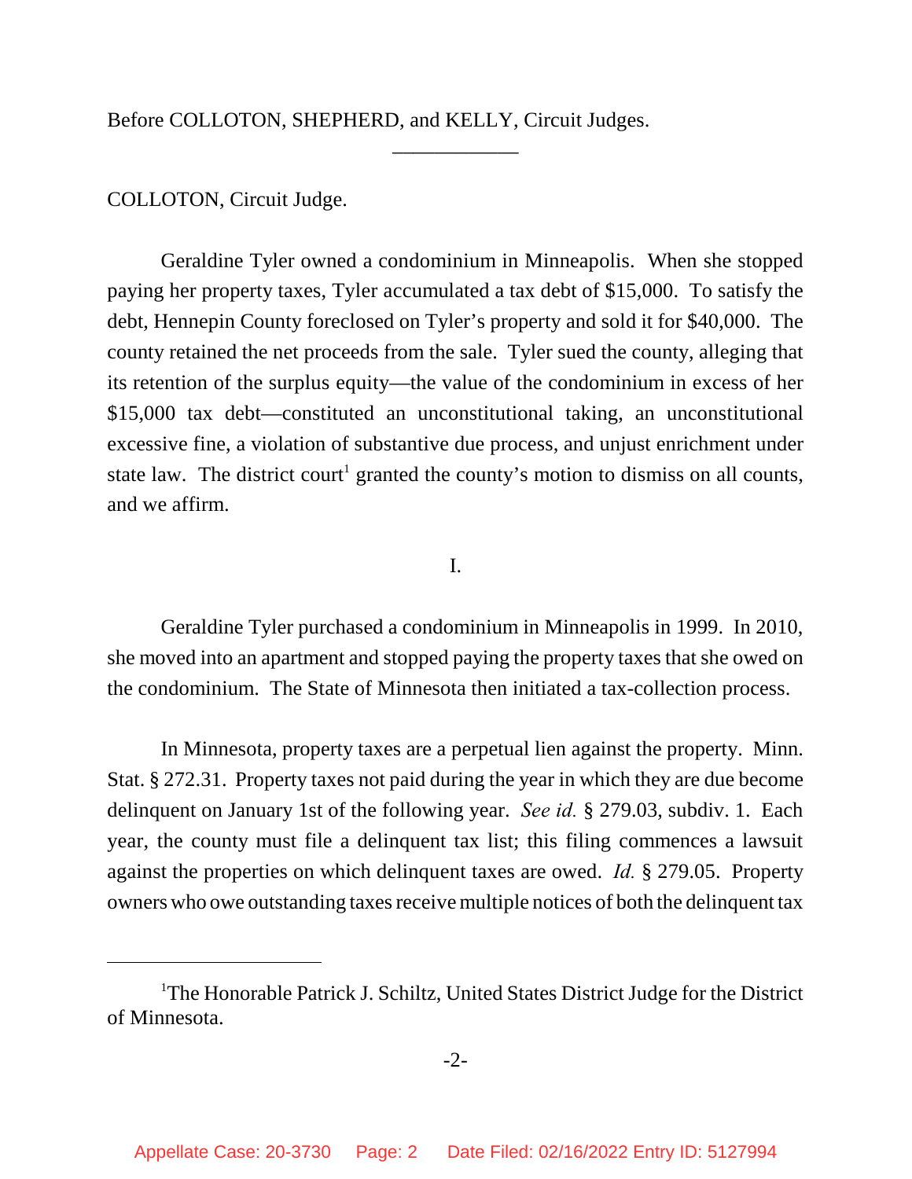Before COLLOTON, SHEPHERD, and KELLY, Circuit Judges.

---

COLLOTON, Circuit Judge.

Geraldine Tyler owned a condominium in Minneapolis. When she stopped paying her property taxes, Tyler accumulated a tax debt of $15,000. To satisfy the debt, Hennepin County foreclosed on Tyler's property and sold it for $40,000. The county retained the net proceeds from the sale. Tyler sued the county, alleging that its retention of the surplus equity—the value of the condominium in excess of her $15,000 tax debt—constituted an unconstitutional taking, an unconstitutional excessive fine, a violation of substantive due process, and unjust enrichment under state law. The district court[1] granted the county's motion to dismiss on all counts, and we affirm.

I.

Geraldine Tyler purchased a condominium in Minneapolis in 1999. In 2010, she moved into an apartment and stopped paying the property taxes that she owed on the condominium. The State of Minnesota then initiated a tax-collection process.

In Minnesota, property taxes are a perpetual lien against the property. Minn. Stat. § 272.31. Property taxes not paid during the year in which they are due become delinquent on January 1st of the following year. *See id.* § 279.03, subdiv. 1. Each year, the county must file a delinquent tax list; this filing commences a lawsuit against the properties on which delinquent taxes are owed. *Id.* § 279.05. Property owners who owe outstanding taxes receive multiple notices of both the delinquent tax

---

[1]The Honorable Patrick J. Schiltz, United States District Judge for the District of Minnesota.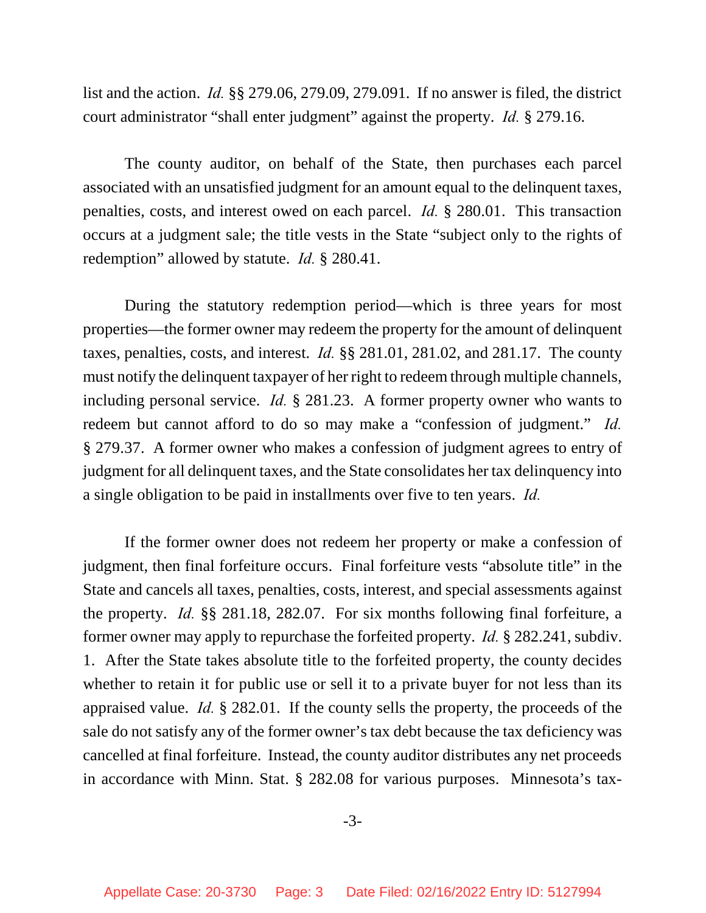list and the action. *Id.* §§ 279.06, 279.09, 279.091. If no answer is filed, the district court administrator "shall enter judgment" against the property. *Id.* § 279.16.

The county auditor, on behalf of the State, then purchases each parcel associated with an unsatisfied judgment for an amount equal to the delinquent taxes, penalties, costs, and interest owed on each parcel. *Id.* § 280.01. This transaction occurs at a judgment sale; the title vests in the State "subject only to the rights of redemption" allowed by statute. *Id.* § 280.41.

During the statutory redemption period—which is three years for most properties—the former owner may redeem the property for the amount of delinquent taxes, penalties, costs, and interest. *Id.* §§ 281.01, 281.02, and 281.17. The county must notify the delinquent taxpayer of her right to redeem through multiple channels, including personal service. *Id.* § 281.23. A former property owner who wants to redeem but cannot afford to do so may make a "confession of judgment." *Id.* § 279.37. A former owner who makes a confession of judgment agrees to entry of judgment for all delinquent taxes, and the State consolidates her tax delinquency into a single obligation to be paid in installments over five to ten years. *Id.*

If the former owner does not redeem her property or make a confession of judgment, then final forfeiture occurs. Final forfeiture vests "absolute title" in the State and cancels all taxes, penalties, costs, interest, and special assessments against the property. *Id.* §§ 281.18, 282.07. For six months following final forfeiture, a former owner may apply to repurchase the forfeited property. *Id.* § 282.241, subdiv. 1. After the State takes absolute title to the forfeited property, the county decides whether to retain it for public use or sell it to a private buyer for not less than its appraised value. *Id.* § 282.01. If the county sells the property, the proceeds of the sale do not satisfy any of the former owner's tax debt because the tax deficiency was cancelled at final forfeiture. Instead, the county auditor distributes any net proceeds in accordance with Minn. Stat. § 282.08 for various purposes. Minnesota's tax-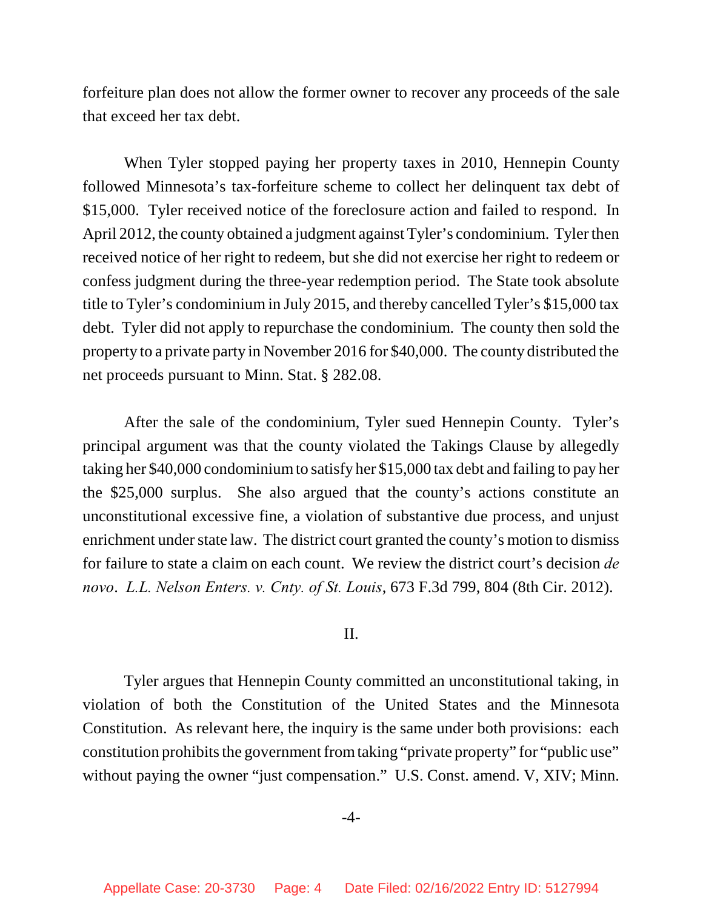forfeiture plan does not allow the former owner to recover any proceeds of the sale that exceed her tax debt.

When Tyler stopped paying her property taxes in 2010, Hennepin County followed Minnesota's tax-forfeiture scheme to collect her delinquent tax debt of $15,000. Tyler received notice of the foreclosure action and failed to respond. In April 2012, the county obtained a judgment against Tyler's condominium. Tyler then received notice of her right to redeem, but she did not exercise her right to redeem or confess judgment during the three-year redemption period. The State took absolute title to Tyler's condominium in July 2015, and thereby cancelled Tyler's $15,000 tax debt. Tyler did not apply to repurchase the condominium. The county then sold the property to a private party in November 2016 for $40,000. The county distributed the net proceeds pursuant to Minn. Stat. § 282.08.

After the sale of the condominium, Tyler sued Hennepin County. Tyler's principal argument was that the county violated the Takings Clause by allegedly taking her $40,000 condominium to satisfy her $15,000 tax debt and failing to pay her the $25,000 surplus. She also argued that the county's actions constitute an unconstitutional excessive fine, a violation of substantive due process, and unjust enrichment under state law. The district court granted the county's motion to dismiss for failure to state a claim on each count. We review the district court's decision *de novo*. *L.L. Nelson Enters. v. Cnty. of St. Louis*, 673 F.3d 799, 804 (8th Cir. 2012).

## II.

Tyler argues that Hennepin County committed an unconstitutional taking, in violation of both the Constitution of the United States and the Minnesota Constitution. As relevant here, the inquiry is the same under both provisions: each constitution prohibits the government from taking "private property" for "public use" without paying the owner "just compensation." U.S. Const. amend. V, XIV; Minn.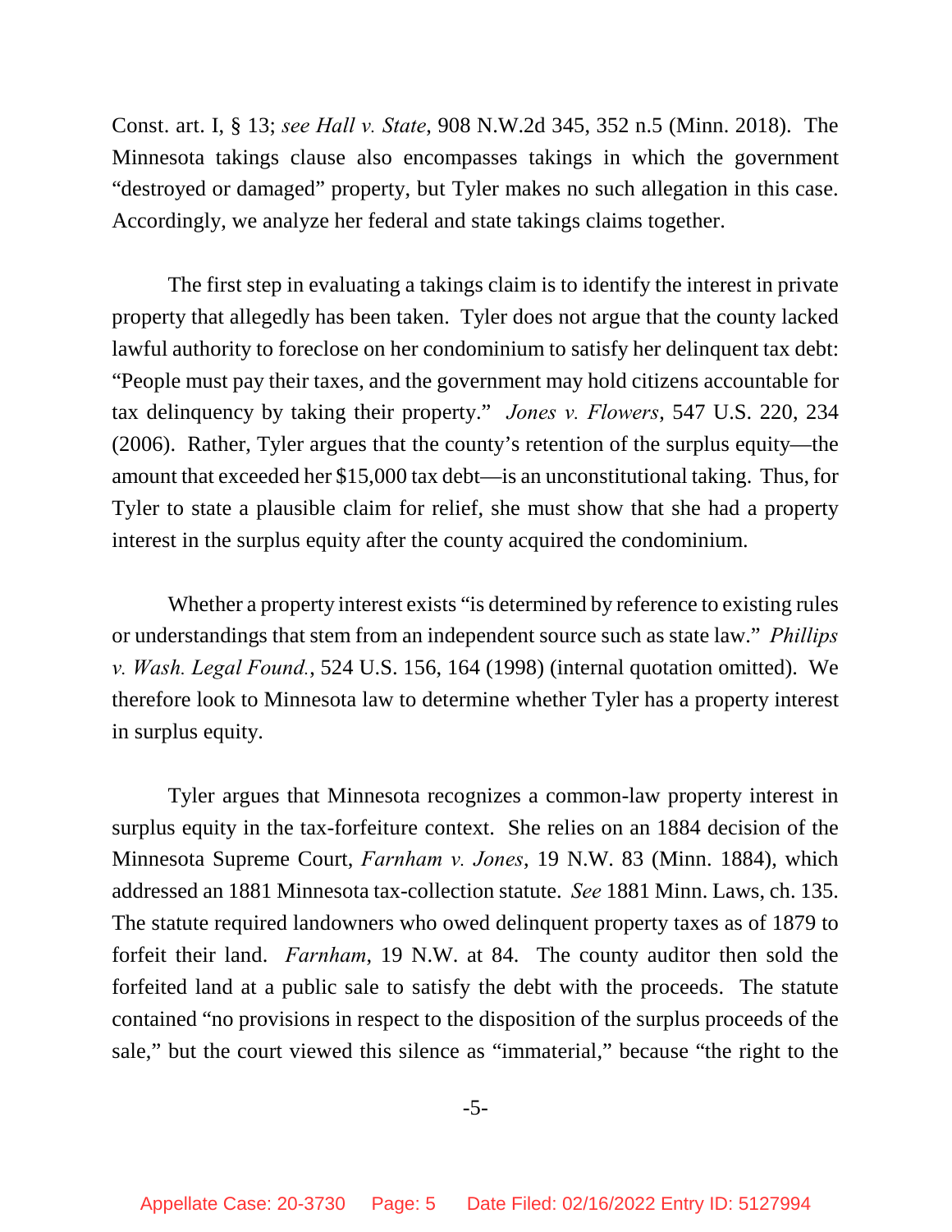Const. art. I, § 13; *see Hall v. State*, 908 N.W.2d 345, 352 n.5 (Minn. 2018). The Minnesota takings clause also encompasses takings in which the government "destroyed or damaged" property, but Tyler makes no such allegation in this case. Accordingly, we analyze her federal and state takings claims together.

The first step in evaluating a takings claim is to identify the interest in private property that allegedly has been taken. Tyler does not argue that the county lacked lawful authority to foreclose on her condominium to satisfy her delinquent tax debt: "People must pay their taxes, and the government may hold citizens accountable for tax delinquency by taking their property." *Jones v. Flowers*, 547 U.S. 220, 234 (2006). Rather, Tyler argues that the county's retention of the surplus equity—the amount that exceeded her $15,000 tax debt—is an unconstitutional taking. Thus, for Tyler to state a plausible claim for relief, she must show that she had a property interest in the surplus equity after the county acquired the condominium.

Whether a property interest exists "is determined by reference to existing rules or understandings that stem from an independent source such as state law." *Phillips v. Wash. Legal Found.*, 524 U.S. 156, 164 (1998) (internal quotation omitted). We therefore look to Minnesota law to determine whether Tyler has a property interest in surplus equity.

Tyler argues that Minnesota recognizes a common-law property interest in surplus equity in the tax-forfeiture context. She relies on an 1884 decision of the Minnesota Supreme Court, *Farnham v. Jones*, 19 N.W. 83 (Minn. 1884), which addressed an 1881 Minnesota tax-collection statute. *See* 1881 Minn. Laws, ch. 135. The statute required landowners who owed delinquent property taxes as of 1879 to forfeit their land. *Farnham*, 19 N.W. at 84. The county auditor then sold the forfeited land at a public sale to satisfy the debt with the proceeds. The statute contained "no provisions in respect to the disposition of the surplus proceeds of the sale," but the court viewed this silence as "immaterial," because "the right to the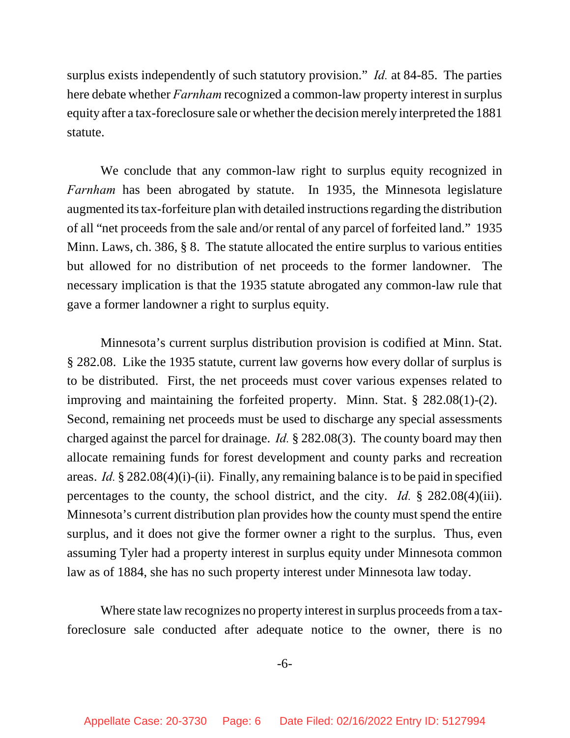surplus exists independently of such statutory provision." *Id.* at 84-85. The parties here debate whether *Farnham* recognized a common-law property interest in surplus equity after a tax-foreclosure sale or whether the decision merely interpreted the 1881 statute.

We conclude that any common-law right to surplus equity recognized in *Farnham* has been abrogated by statute. In 1935, the Minnesota legislature augmented its tax-forfeiture plan with detailed instructions regarding the distribution of all "net proceeds from the sale and/or rental of any parcel of forfeited land." 1935 Minn. Laws, ch. 386, § 8. The statute allocated the entire surplus to various entities but allowed for no distribution of net proceeds to the former landowner. The necessary implication is that the 1935 statute abrogated any common-law rule that gave a former landowner a right to surplus equity.

Minnesota's current surplus distribution provision is codified at Minn. Stat. § 282.08. Like the 1935 statute, current law governs how every dollar of surplus is to be distributed. First, the net proceeds must cover various expenses related to improving and maintaining the forfeited property. Minn. Stat. § 282.08(1)-(2). Second, remaining net proceeds must be used to discharge any special assessments charged against the parcel for drainage. *Id.* § 282.08(3). The county board may then allocate remaining funds for forest development and county parks and recreation areas. *Id.* § 282.08(4)(i)-(ii). Finally, any remaining balance is to be paid in specified percentages to the county, the school district, and the city. *Id.* § 282.08(4)(iii). Minnesota's current distribution plan provides how the county must spend the entire surplus, and it does not give the former owner a right to the surplus. Thus, even assuming Tyler had a property interest in surplus equity under Minnesota common law as of 1884, she has no such property interest under Minnesota law today.

Where state law recognizes no property interest in surplus proceeds from a tax-foreclosure sale conducted after adequate notice to the owner, there is no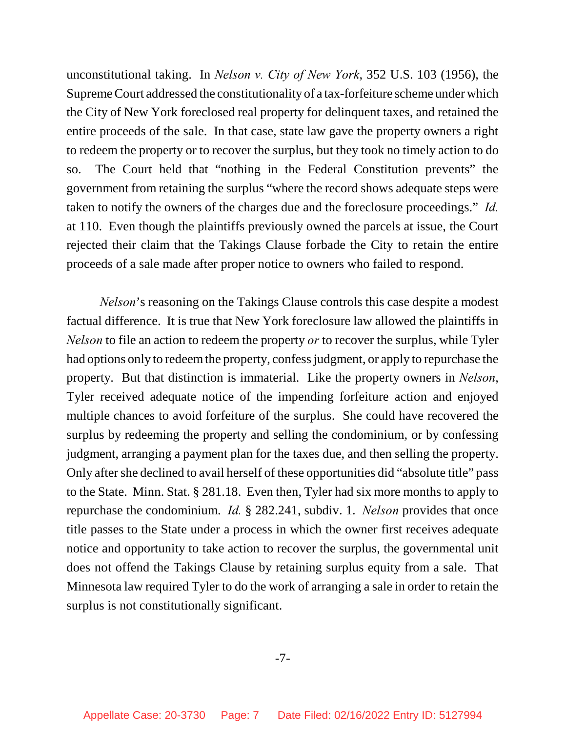unconstitutional taking. In *Nelson v. City of New York*, 352 U.S. 103 (1956), the Supreme Court addressed the constitutionality of a tax-forfeiture scheme under which the City of New York foreclosed real property for delinquent taxes, and retained the entire proceeds of the sale. In that case, state law gave the property owners a right to redeem the property or to recover the surplus, but they took no timely action to do so. The Court held that "nothing in the Federal Constitution prevents" the government from retaining the surplus "where the record shows adequate steps were taken to notify the owners of the charges due and the foreclosure proceedings." *Id.* at 110. Even though the plaintiffs previously owned the parcels at issue, the Court rejected their claim that the Takings Clause forbade the City to retain the entire proceeds of a sale made after proper notice to owners who failed to respond.

*Nelson*'s reasoning on the Takings Clause controls this case despite a modest factual difference. It is true that New York foreclosure law allowed the plaintiffs in *Nelson* to file an action to redeem the property *or* to recover the surplus, while Tyler had options only to redeem the property, confess judgment, or apply to repurchase the property. But that distinction is immaterial. Like the property owners in *Nelson*, Tyler received adequate notice of the impending forfeiture action and enjoyed multiple chances to avoid forfeiture of the surplus. She could have recovered the surplus by redeeming the property and selling the condominium, or by confessing judgment, arranging a payment plan for the taxes due, and then selling the property. Only after she declined to avail herself of these opportunities did "absolute title" pass to the State. Minn. Stat. § 281.18. Even then, Tyler had six more months to apply to repurchase the condominium. *Id.* § 282.241, subdiv. 1. *Nelson* provides that once title passes to the State under a process in which the owner first receives adequate notice and opportunity to take action to recover the surplus, the governmental unit does not offend the Takings Clause by retaining surplus equity from a sale. That Minnesota law required Tyler to do the work of arranging a sale in order to retain the surplus is not constitutionally significant.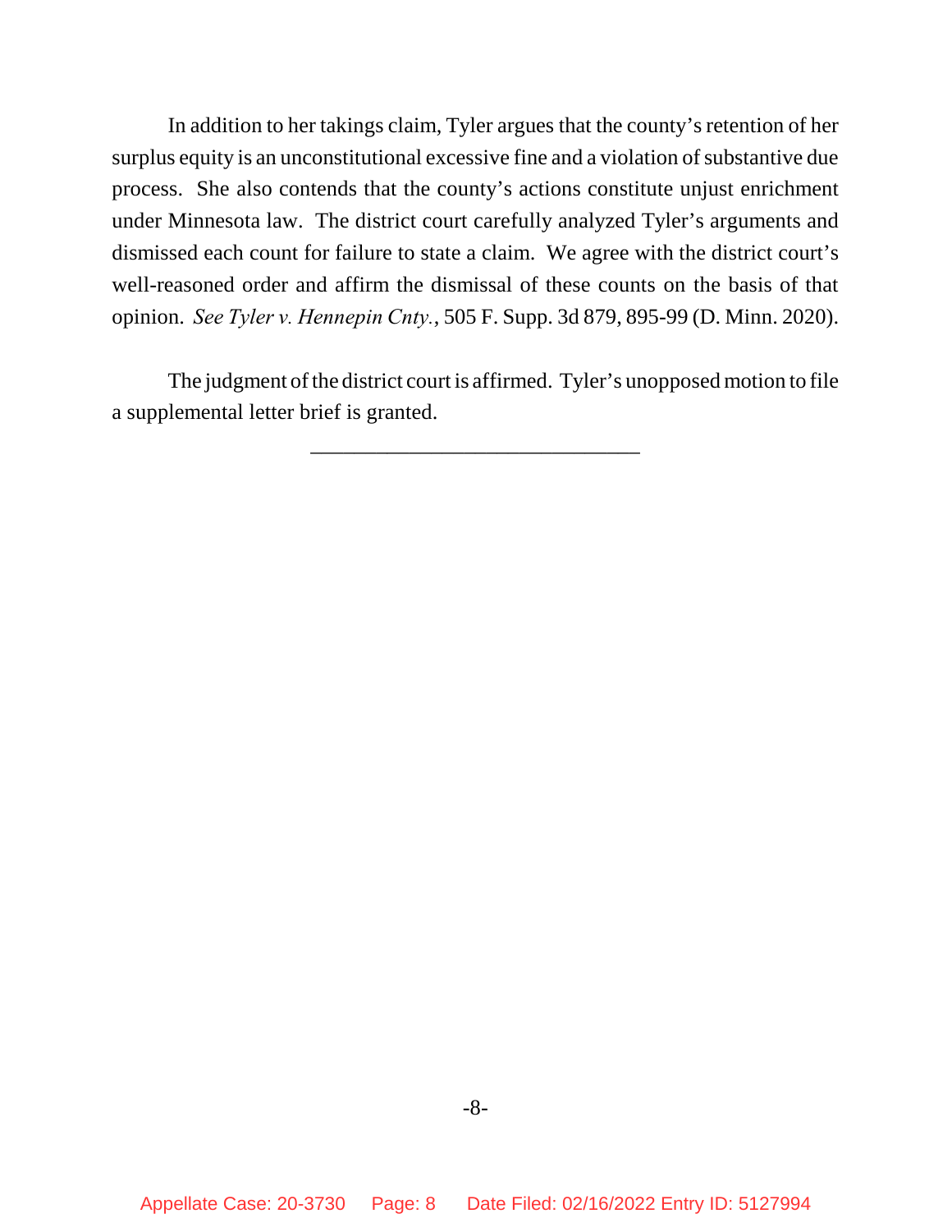In addition to her takings claim, Tyler argues that the county's retention of her surplus equity is an unconstitutional excessive fine and a violation of substantive due process. She also contends that the county's actions constitute unjust enrichment under Minnesota law. The district court carefully analyzed Tyler's arguments and dismissed each count for failure to state a claim. We agree with the district court's well-reasoned order and affirm the dismissal of these counts on the basis of that opinion. *See Tyler v. Hennepin Cnty.*, 505 F. Supp. 3d 879, 895-99 (D. Minn. 2020).

The judgment of the district court is affirmed. Tyler's unopposed motion to file a supplemental letter brief is granted.

______________________________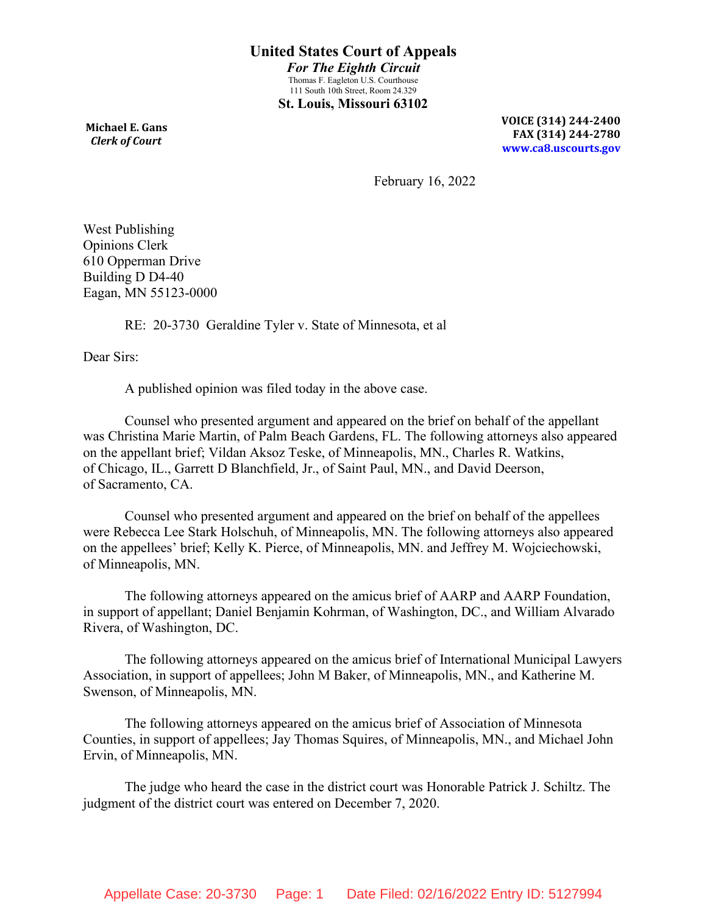**United States Court of Appeals**
*For The Eighth Circuit*
Thomas F. Eagleton U.S. Courthouse
111 South 10th Street, Room 24.329
**St. Louis, Missouri 63102**

**Michael E. Gans**
***Clerk of Court***

**VOICE (314) 244-2400**
**FAX (314) 244-2780**
**www.ca8.uscourts.gov**

February 16, 2022

West Publishing
Opinions Clerk
610 Opperman Drive
Building D D4-40
Eagan, MN 55123-0000

RE: 20-3730 Geraldine Tyler v. State of Minnesota, et al

Dear Sirs:

A published opinion was filed today in the above case.

Counsel who presented argument and appeared on the brief on behalf of the appellant was Christina Marie Martin, of Palm Beach Gardens, FL. The following attorneys also appeared on the appellant brief; Vildan Aksoz Teske, of Minneapolis, MN., Charles R. Watkins, of Chicago, IL., Garrett D Blanchfield, Jr., of Saint Paul, MN., and David Deerson, of Sacramento, CA.

Counsel who presented argument and appeared on the brief on behalf of the appellees were Rebecca Lee Stark Holschuh, of Minneapolis, MN. The following attorneys also appeared on the appellees' brief; Kelly K. Pierce, of Minneapolis, MN. and Jeffrey M. Wojciechowski, of Minneapolis, MN.

The following attorneys appeared on the amicus brief of AARP and AARP Foundation, in support of appellant; Daniel Benjamin Kohrman, of Washington, DC., and William Alvarado Rivera, of Washington, DC.

The following attorneys appeared on the amicus brief of International Municipal Lawyers Association, in support of appellees; John M Baker, of Minneapolis, MN., and Katherine M. Swenson, of Minneapolis, MN.

The following attorneys appeared on the amicus brief of Association of Minnesota Counties, in support of appellees; Jay Thomas Squires, of Minneapolis, MN., and Michael John Ervin, of Minneapolis, MN.

The judge who heard the case in the district court was Honorable Patrick J. Schiltz. The judgment of the district court was entered on December 7, 2020.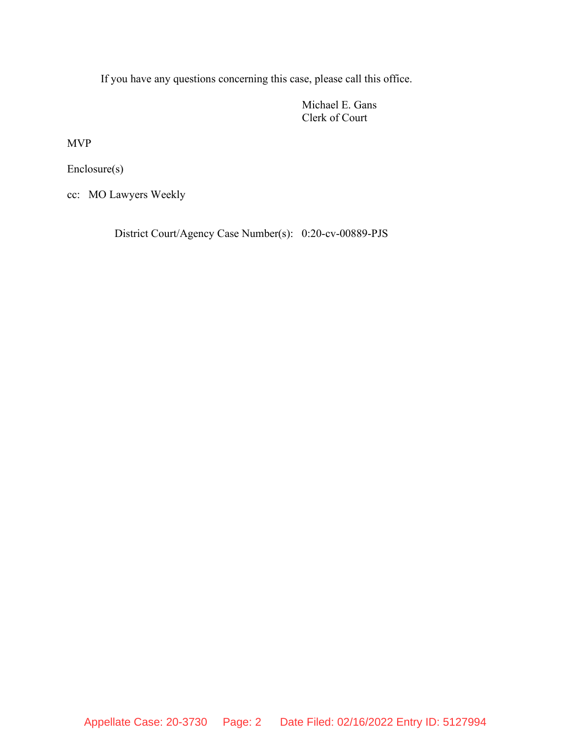If you have any questions concerning this case, please call this office.

Michael E. Gans
Clerk of Court

MVP

Enclosure(s)

cc: MO Lawyers Weekly

District Court/Agency Case Number(s): 0:20-cv-00889-PJS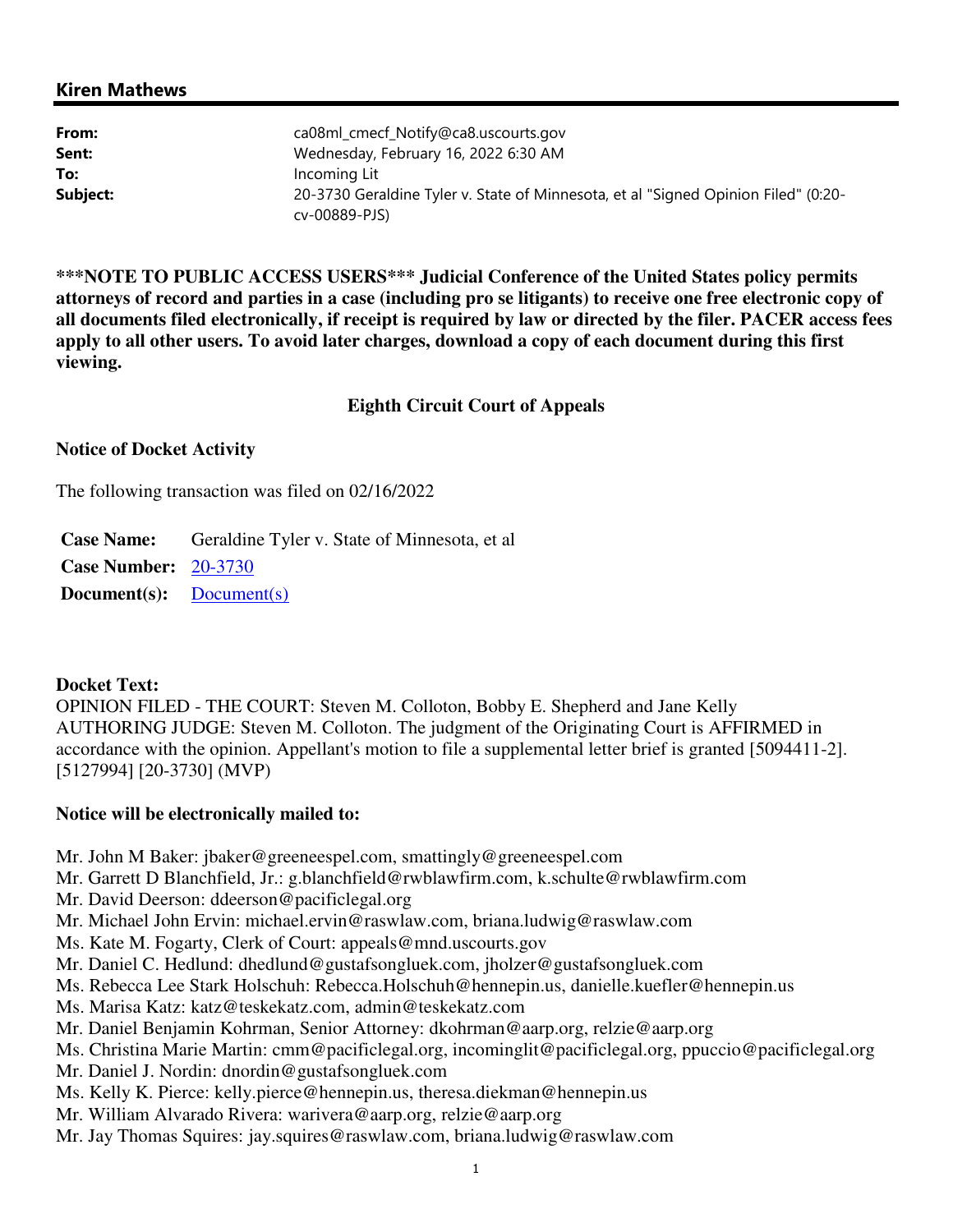## Kiren Mathews

| | |
|---|---|
| **From:** | ca08ml_cmecf_Notify@ca8.uscourts.gov |
| **Sent:** | Wednesday, February 16, 2022 6:30 AM |
| **To:** | Incoming Lit |
| **Subject:** | 20-3730 Geraldine Tyler v. State of Minnesota, et al "Signed Opinion Filed" (0:20-cv-00889-PJS) |

**\*\*\*NOTE TO PUBLIC ACCESS USERS\*\*\* Judicial Conference of the United States policy permits attorneys of record and parties in a case (including pro se litigants) to receive one free electronic copy of all documents filed electronically, if receipt is required by law or directed by the filer. PACER access fees apply to all other users. To avoid later charges, download a copy of each document during this first viewing.**

**Eighth Circuit Court of Appeals**

**Notice of Docket Activity**

The following transaction was filed on 02/16/2022

**Case Name:** Geraldine Tyler v. State of Minnesota, et al
**Case Number:** 20-3730
**Document(s):** Document(s)

**Docket Text:**
OPINION FILED - THE COURT: Steven M. Colloton, Bobby E. Shepherd and Jane Kelly AUTHORING JUDGE: Steven M. Colloton. The judgment of the Originating Court is AFFIRMED in accordance with the opinion. Appellant's motion to file a supplemental letter brief is granted [5094411-2]. [5127994] [20-3730] (MVP)

**Notice will be electronically mailed to:**

Mr. John M Baker: jbaker@greeneespel.com, smattingly@greeneespel.com
Mr. Garrett D Blanchfield, Jr.: g.blanchfield@rwblawfirm.com, k.schulte@rwblawfirm.com
Mr. David Deerson: ddeerson@pacificlegal.org
Mr. Michael John Ervin: michael.ervin@raswlaw.com, briana.ludwig@raswlaw.com
Ms. Kate M. Fogarty, Clerk of Court: appeals@mnd.uscourts.gov
Mr. Daniel C. Hedlund: dhedlund@gustafsongluek.com, jholzer@gustafsongluek.com
Ms. Rebecca Lee Stark Holschuh: Rebecca.Holschuh@hennepin.us, danielle.kuefler@hennepin.us
Ms. Marisa Katz: katz@teskekatz.com, admin@teskekatz.com
Mr. Daniel Benjamin Kohrman, Senior Attorney: dkohrman@aarp.org, relzie@aarp.org
Ms. Christina Marie Martin: cmm@pacificlegal.org, incominglit@pacificlegal.org, ppuccio@pacificlegal.org
Mr. Daniel J. Nordin: dnordin@gustafsongluek.com
Ms. Kelly K. Pierce: kelly.pierce@hennepin.us, theresa.diekman@hennepin.us
Mr. William Alvarado Rivera: warivera@aarp.org, relzie@aarp.org
Mr. Jay Thomas Squires: jay.squires@raswlaw.com, briana.ludwig@raswlaw.com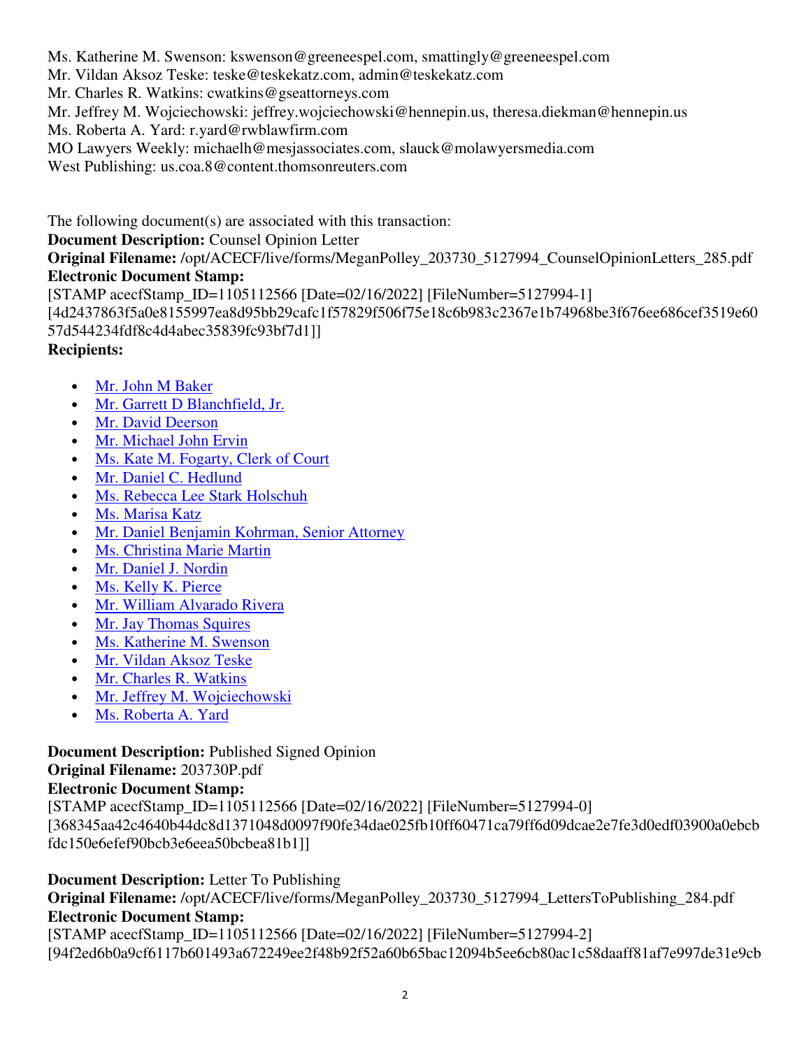Ms. Katherine M. Swenson: kswenson@greeneespel.com, smattingly@greeneespel.com
Mr. Vildan Aksoz Teske: teske@teskekatz.com, admin@teskekatz.com
Mr. Charles R. Watkins: cwatkins@gseattorneys.com
Mr. Jeffrey M. Wojciechowski: jeffrey.wojciechowski@hennepin.us, theresa.diekman@hennepin.us
Ms. Roberta A. Yard: r.yard@rwblawfirm.com
MO Lawyers Weekly: michaelh@mesjassociates.com, slauck@molawyersmedia.com
West Publishing: us.coa.8@content.thomsonreuters.com

The following document(s) are associated with this transaction:
**Document Description:** Counsel Opinion Letter
**Original Filename:** /opt/ACECF/live/forms/MeganPolley_203730_5127994_CounselOpinionLetters_285.pdf
**Electronic Document Stamp:**
[STAMP acecfStamp_ID=1105112566 [Date=02/16/2022] [FileNumber=5127994-1]
[4d2437863f5a0e8155997ea8d95bb29cafc1f57829f506f75e18c6b983c2367e1b74968be3f676ee686cef3519e6057d544234fdf8c4d4abec35839fc93bf7d1]]
**Recipients:**

- Mr. John M Baker
- Mr. Garrett D Blanchfield, Jr.
- Mr. David Deerson
- Mr. Michael John Ervin
- Ms. Kate M. Fogarty, Clerk of Court
- Mr. Daniel C. Hedlund
- Ms. Rebecca Lee Stark Holschuh
- Ms. Marisa Katz
- Mr. Daniel Benjamin Kohrman, Senior Attorney
- Ms. Christina Marie Martin
- Mr. Daniel J. Nordin
- Ms. Kelly K. Pierce
- Mr. William Alvarado Rivera
- Mr. Jay Thomas Squires
- Ms. Katherine M. Swenson
- Mr. Vildan Aksoz Teske
- Mr. Charles R. Watkins
- Mr. Jeffrey M. Wojciechowski
- Ms. Roberta A. Yard

**Document Description:** Published Signed Opinion
**Original Filename:** 203730P.pdf
**Electronic Document Stamp:**
[STAMP acecfStamp_ID=1105112566 [Date=02/16/2022] [FileNumber=5127994-0]
[368345aa42c4640b44dc8d1371048d0097f90fe34dae025fb10ff60471ca79ff6d09dcae2e7fe3d0edf03900a0ebcbfdc150e6efef90bcb3e6eea50bcbea81b1]]

**Document Description:** Letter To Publishing
**Original Filename:** /opt/ACECF/live/forms/MeganPolley_203730_5127994_LettersToPublishing_284.pdf
**Electronic Document Stamp:**
[STAMP acecfStamp_ID=1105112566 [Date=02/16/2022] [FileNumber=5127994-2]
[94f2ed6b0a9cf6117b601493a672249ee2f48b92f52a60b65bac12094b5ee6cb80ac1c58daaff81af7e997de31e9cb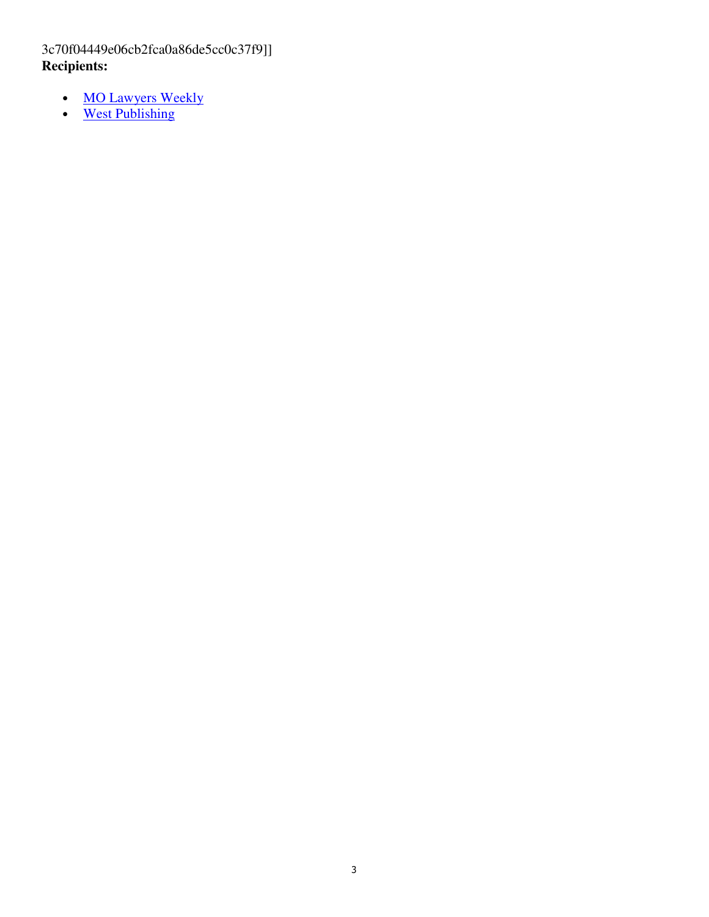3c70f04449e06cb2fca0a86de5cc0c37f9]]
**Recipients:**

- MO Lawyers Weekly
- West Publishing